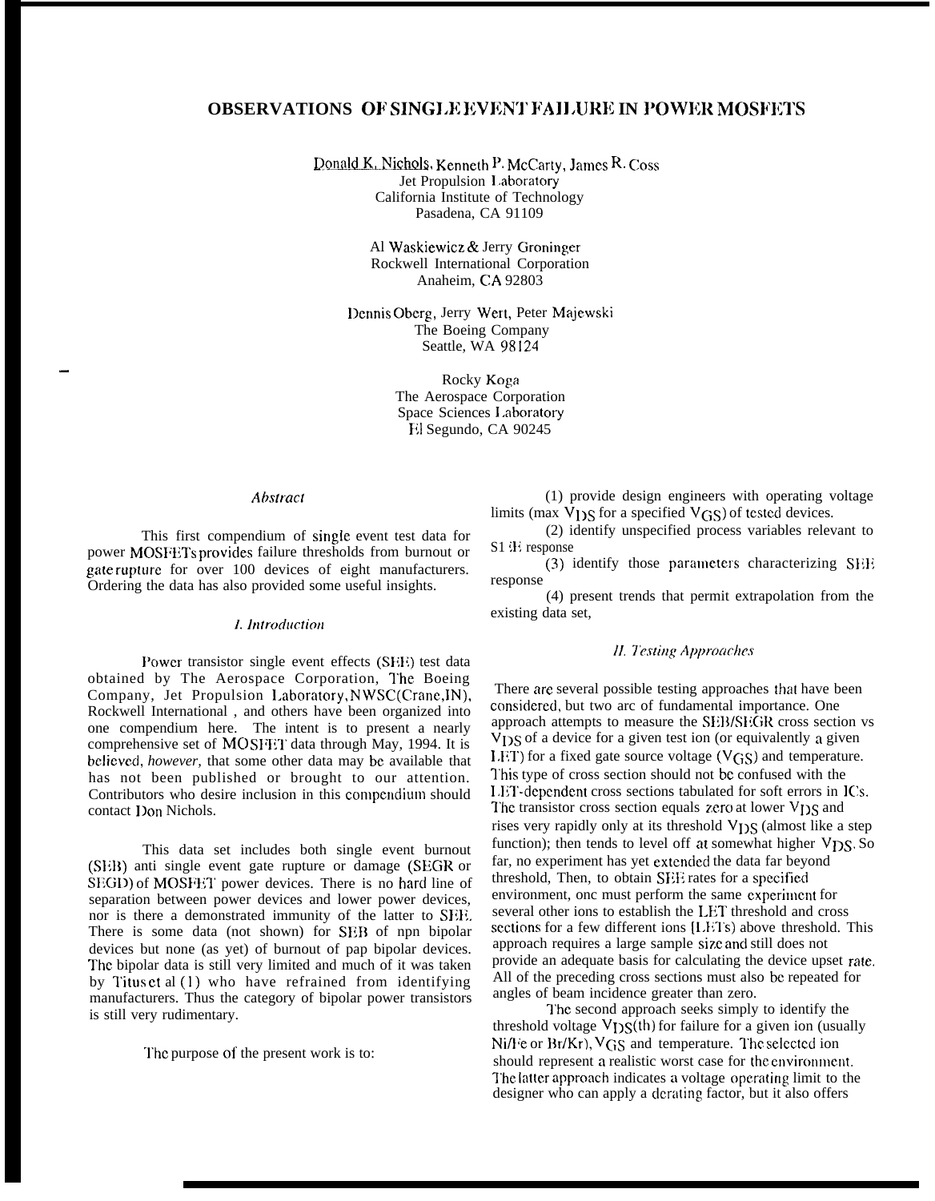# OBSERVATIONS OF SINGLE EVENT FAILURE IN POWER MOSFETS

Donald K. Nichols, Kenneth P. McCarty, James R. Coss
Jet Propulsion Laboratory
California Institute of Technology
Pasadena, CA 91109

Al Waskiewicz & Jerry Groninger
Rockwell International Corporation
Anaheim, CA 92803

Dennis Oberg, Jerry Wert, Peter Majewski
The Boeing Company
Seattle, WA 98124

Rocky Koga
The Aerospace Corporation
Space Sciences Laboratory
El Segundo, CA 90245

### *Abstract*

This first compendium of single event test data for power MOSFETs provides failure thresholds from burnout or gate rupture for over 100 devices of eight manufacturers. Ordering the data has also provided some useful insights.

## *I. Introduction*

Power transistor single event effects (SEE) test data obtained by The Aerospace Corporation, The Boeing Company, Jet Propulsion Laboratory, NWSC(Crane,IN), Rockwell International , and others have been organized into one compendium here. The intent is to present a nearly comprehensive set of MOSFET data through May, 1994. It is believed, *however,* that some other data may be available that has not been published or brought to our attention. Contributors who desire inclusion in this compendium should contact Don Nichols.

This data set includes both single event burnout (SEB) anti single event gate rupture or damage (SEGR or SEGD) of MOSFET power devices. There is no hard line of separation between power devices and lower power devices, nor is there a demonstrated immunity of the latter to SEE. There is some data (not shown) for SEB of npn bipolar devices but none (as yet) of burnout of pap bipolar devices. The bipolar data is still very limited and much of it was taken by Titus et al (1) who have refrained from identifying manufacturers. Thus the category of bipolar power transistors is still very rudimentary.

The purpose of the present work is to:

(1) provide design engineers with operating voltage limits (max $V_{DS}$ for a specified $V_{GS}$) of tested devices.

(2) identify unspecified process variables relevant to SEE response

(3) identify those parameters characterizing SEE response

(4) present trends that permit extrapolation from the existing data set,

## *II. Testing Approaches*

There are several possible testing approaches that have been considered, but two arc of fundamental importance. One approach attempts to measure the SEB/SEGR cross section vs $V_{DS}$ of a device for a given test ion (or equivalently a given LET) for a fixed gate source voltage ($V_{GS}$) and temperature. This type of cross section should not be confused with the LET-dependent cross sections tabulated for soft errors in ICs. The transistor cross section equals zero at lower $V_{DS}$ and rises very rapidly only at its threshold $V_{DS}$ (almost like a step function); then tends to level off at somewhat higher $V_{DS}$. So far, no experiment has yet extended the data far beyond threshold, Then, to obtain SEE rates for a specified environment, onc must perform the same experiment for several other ions to establish the LET threshold and cross sections for a few different ions (LETs) above threshold. This approach requires a large sample size and still does not provide an adequate basis for calculating the device upset rate. All of the preceding cross sections must also be repeated for angles of beam incidence greater than zero.

The second approach seeks simply to identify the threshold voltage $V_{DS}(th)$ for failure for a given ion (usually Ni/Fe or Br/Kr), $V_{GS}$ and temperature. The selected ion should represent a realistic worst case for the environment. The latter approach indicates a voltage operating limit to the designer who can apply a derating factor, but it also offers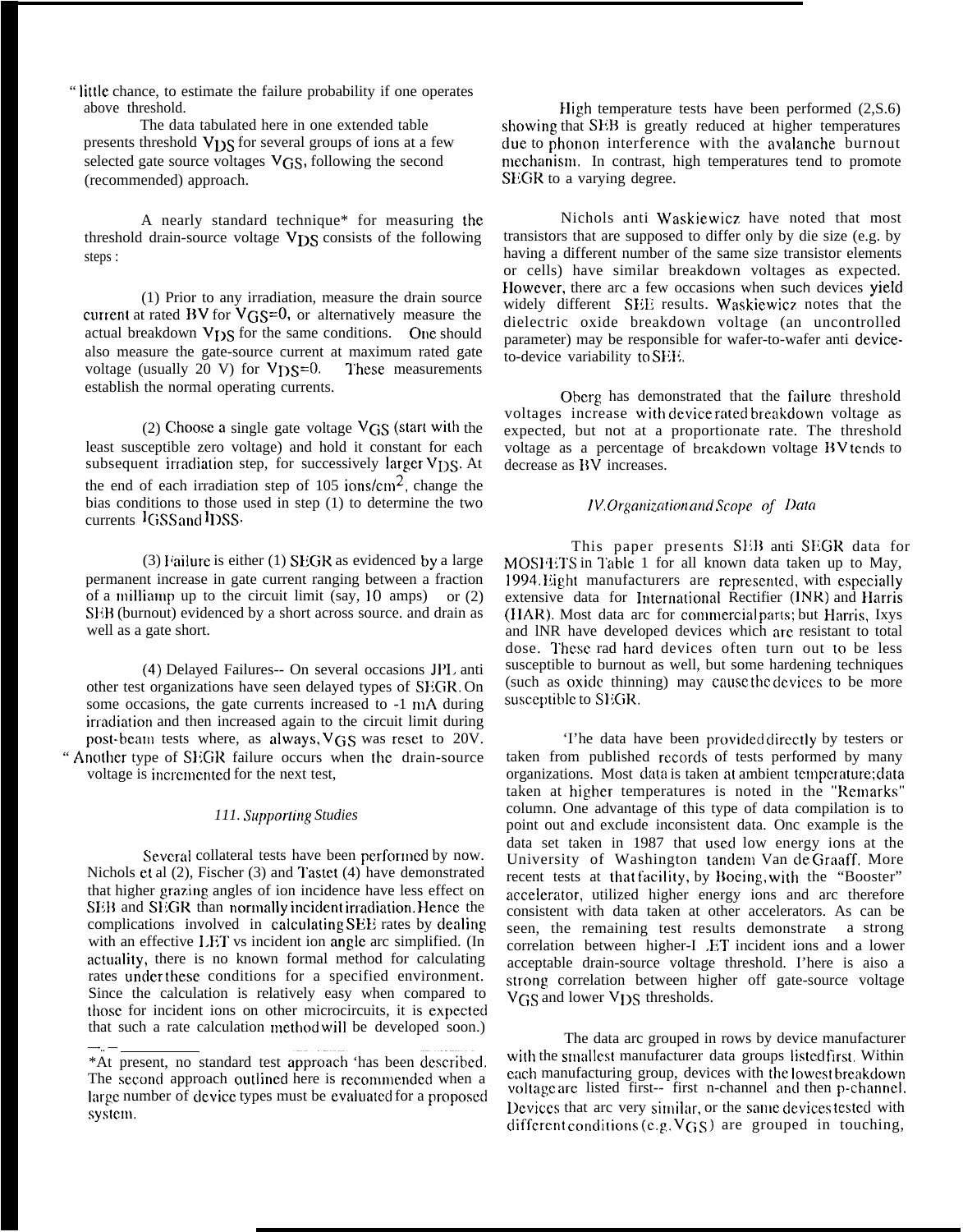" little chance, to estimate the failure probability if one operates above threshold.

The data tabulated here in one extended table presents threshold $V_{DS}$ for several groups of ions at a few selected gate source voltages $V_{GS}$, following the second (recommended) approach.

A nearly standard technique* for measuring the threshold drain-source voltage $V_{DS}$ consists of the following steps :

(1) Prior to any irradiation, measure the drain source current at rated BV for $V_{GS}$=0, or alternatively measure the actual breakdown $V_{DS}$ for the same conditions. One should also measure the gate-source current at maximum rated gate voltage (usually 20 V) for $V_{DS}$=0. These measurements establish the normal operating currents.

(2) Choose a single gate voltage $V_{GS}$ (start with the least susceptible zero voltage) and hold it constant for each subsequent irradiation step, for successively larger $V_{DS}$. At the end of each irradiation step of 105 ions/cm$^2$, change the bias conditions to those used in step (1) to determine the two currents $I_{GSS}$ and $I_{DSS}$.

(3) Failure is either (1) SEGR as evidenced by a large permanent increase in gate current ranging between a fraction of a milliamp up to the circuit limit (say, 10 amps) or (2) SEB (burnout) evidenced by a short across source. and drain as well as a gate short.

(4) Delayed Failures-- On several occasions JPL anti other test organizations have seen delayed types of SEGR. On some occasions, the gate currents increased to -1 mA during irradiation and then increased again to the circuit limit during post-beam tests where, as always, $V_{GS}$ was reset to 20V. " Another type of SEGR failure occurs when the drain-source voltage is incremented for the next test,

### *111. Supporting Studies*

Several collateral tests have been performed by now. Nichols et al (2), Fischer (3) and Tastet (4) have demonstrated that higher grazing angles of ion incidence have less effect on SEB and SEGR than normally incident irradiation. Hence the complications involved in calculating SEE rates by dealing with an effective LET vs incident ion angle arc simplified. (In actuality, there is no known formal method for calculating rates under these conditions for a specified environment. Since the calculation is relatively easy when compared to those for incident ions on other microcircuits, it is expected that such a rate calculation method will be developed soon.)

*At present, no standard test approach 'has been described. The second approach outlined here is recommended when a large number of device types must be evaluated for a proposed system.

High temperature tests have been performed (2,S.6) showing that SEB is greatly reduced at higher temperatures due to phonon interference with the avalanche burnout mechanism. In contrast, high temperatures tend to promote SEGR to a varying degree.

Nichols anti Waskiewicz have noted that most transistors that are supposed to differ only by die size (e.g. by having a different number of the same size transistor elements or cells) have similar breakdown voltages as expected. However, there arc a few occasions when such devices yield widely different SEE results. Waskiewicz notes that the dielectric oxide breakdown voltage (an uncontrolled parameter) may be responsible for wafer-to-wafer anti device-to-device variability to SEE.

Oberg has demonstrated that the failure threshold voltages increase with device rated breakdown voltage as expected, but not at a proportionate rate. The threshold voltage as a percentage of breakdown voltage BV tends to decrease as BV increases.

### *IV. Organization and Scope of Data*

This paper presents SEB anti SEGR data for MOSFETS in Table 1 for all known data taken up to May, 1994. Eight manufacturers are represented, with especially extensive data for International Rectifier (INR) and Harris (HAR). Most data arc for commercial parts; but Harris, Ixys and INR have developed devices which are resistant to total dose. These rad hard devices often turn out to be less susceptible to burnout as well, but some hardening techniques (such as oxide thinning) may cause the devices to be more susceptible to SEGR.

The data have been provided directly by testers or taken from published records of tests performed by many organizations. Most data is taken at ambient temperature; data taken at higher temperatures is noted in the "Remarks" column. One advantage of this type of data compilation is to point out and exclude inconsistent data. Onc example is the data set taken in 1987 that used low energy ions at the University of Washington tandem Van de Graaff. More recent tests at that facility, by Boeing, with the "Booster" accelerator, utilized higher energy ions and arc therefore consistent with data taken at other accelerators. As can be seen, the remaining test results demonstrate a strong correlation between higher-LET incident ions and a lower acceptable drain-source voltage threshold. There is aiso a strong correlation between higher off gate-source voltage $V_{GS}$ and lower $V_{DS}$ thresholds.

The data arc grouped in rows by device manufacturer with the smallest manufacturer data groups listed first. Within each manufacturing group, devices with the lowest breakdown voltage are listed first-- first n-channel and then p-channel. Devices that arc very similar, or the same devices tested with different conditions (e.g. $V_{GS}$) are grouped in touching,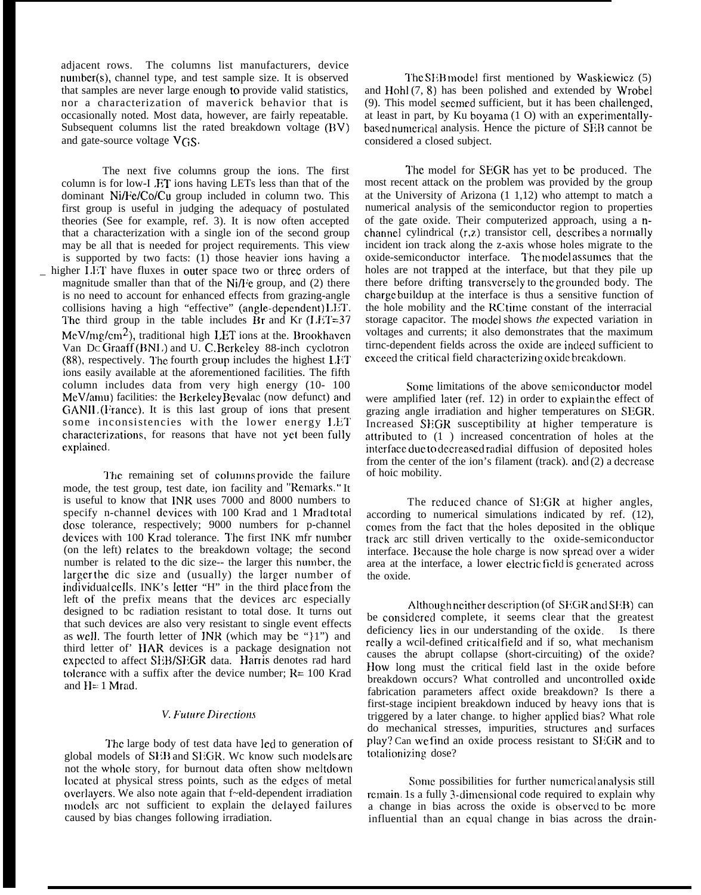adjacent rows. The columns list manufacturers, device number(s), channel type, and test sample size. It is observed that samples are never large enough to provide valid statistics, nor a characterization of maverick behavior that is occasionally noted. Most data, however, are fairly repeatable. Subsequent columns list the rated breakdown voltage (BV) and gate-source voltage $V_{GS}$.

The next five columns group the ions. The first column is for low-LET ions having LETs less than that of the dominant Ni/Fe/Co/Cu group included in column two. This first group is useful in judging the adequacy of postulated theories (See for example, ref. 3). It is now often accepted that a characterization with a single ion of the second group may be all that is needed for project requirements. This view is supported by two facts: (1) those heavier ions having a higher LET have fluxes in outer space two or three orders of magnitude smaller than that of the Ni/Fe group, and (2) there is no need to account for enhanced effects from grazing-angle collisions having a high "effective" (angle-dependent) LET. The third group in the table includes Br and Kr (LET=37 MeV/mg/cm$^2$), traditional high LET ions at the Brookhaven Van De Graaff (BNL) and U. C. Berkeley 88-inch cyclotron (88), respectively. The fourth group includes the highest LET ions easily available at the aforementioned facilities. The fifth column includes data from very high energy (10- 100 MeV/amu) facilities: the Berkeley Bevalac (now defunct) and GANIL (France). It is this last group of ions that present some inconsistencies with the lower energy LET characterizations, for reasons that have not yet been fully explained.

The remaining set of columns provide the failure mode, the test group, test date, ion facility and "Remarks." It is useful to know that INR uses 7000 and 8000 numbers to specify n-channel devices with 100 Krad and 1 Mrad total dose tolerance, respectively; 9000 numbers for p-channel devices with 100 Krad tolerance. The first INR mfr number (on the left) relates to the breakdown voltage; the second number is related to the die size-- the larger this number, the larger the die size and (usually) the larger number of individual cells. INR's letter "H" in the third place from the left of the prefix means that the devices are especially designed to be radiation resistant to total dose. It turns out that such devices are also very resistant to single event effects as well. The fourth letter of INR (which may be "}1") and third letter of' HAR devices is a package designation not expected to affect SEB/SEGR data. Harris denotes rad hard tolerance with a suffix after the device number; R= 100 Krad and H= 1 Mrad.

### *V. Future Directions*

The large body of test data have led to generation of global models of SEB and SEGR. We know such models are not the whole story, for burnout data often show meltdown located at physical stress points, such as the edges of metal overlayers. We also note again that field-dependent irradiation models are not sufficient to explain the delayed failures caused by bias changes following irradiation.

The SEB model first mentioned by Waskiewicz (5) and Hohl (7, 8) has been polished and extended by Wrobel (9). This model seemed sufficient, but it has been challenged, at least in part, by Kuboyama (10) with an experimentally-based numerical analysis. Hence the picture of SEB cannot be considered a closed subject.

The model for SEGR has yet to be produced. The most recent attack on the problem was provided by the group at the University of Arizona (11,12) who attempt to match a numerical analysis of the semiconductor region to properties of the gate oxide. Their computerized approach, using a n-channel cylindrical (r,z) transistor cell, describes a normally incident ion track along the z-axis whose holes migrate to the oxide-semiconductor interface. The model assumes that the holes are not trapped at the interface, but that they pile up there before drifting transversely to the grounded body. The charge buildup at the interface is thus a sensitive function of the hole mobility and the RC time constant of the interracial storage capacitor. The model shows *the* expected variation in voltages and currents; it also demonstrates that the maximum time-dependent fields across the oxide are indeed sufficient to exceed the critical field characterizing oxide breakdown.

Some limitations of the above semiconductor model were amplified later (ref. 12) in order to explain the effect of grazing angle irradiation and higher temperatures on SEGR. Increased SEGR susceptibility at higher temperature is attributed to (1) increased concentration of holes at the interface due to decreased radial diffusion of deposited holes from the center of the ion's filament (track). and (2) a decrease of hole mobility.

The reduced chance of SEGR at higher angles, according to numerical simulations indicated by ref. (12), comes from the fact that the holes deposited in the oblique track are still driven vertically to the oxide-semiconductor interface. Because the hole charge is now spread over a wider area at the interface, a lower electric field is generated across the oxide.

Although neither description (of SEGR and SEB) can be considered complete, it seems clear that the greatest deficiency lies in our understanding of the oxide. Is there really a well-defined critical field and if so, what mechanism causes the abrupt collapse (short-circuiting) of the oxide? How long must the critical field last in the oxide before breakdown occurs? What controlled and uncontrolled oxide fabrication parameters affect oxide breakdown? Is there a first-stage incipient breakdown induced by heavy ions that is triggered by a later change. to higher applied bias? What role do mechanical stresses, impurities, structures and surfaces play? Can we find an oxide process resistant to SEGR and to total ionizing dose?

Some possibilities for further numerical analysis still remain. Is a fully 3-dimensional code required to explain why a change in bias across the oxide is observed to be more influential than an equal change in bias across the drain-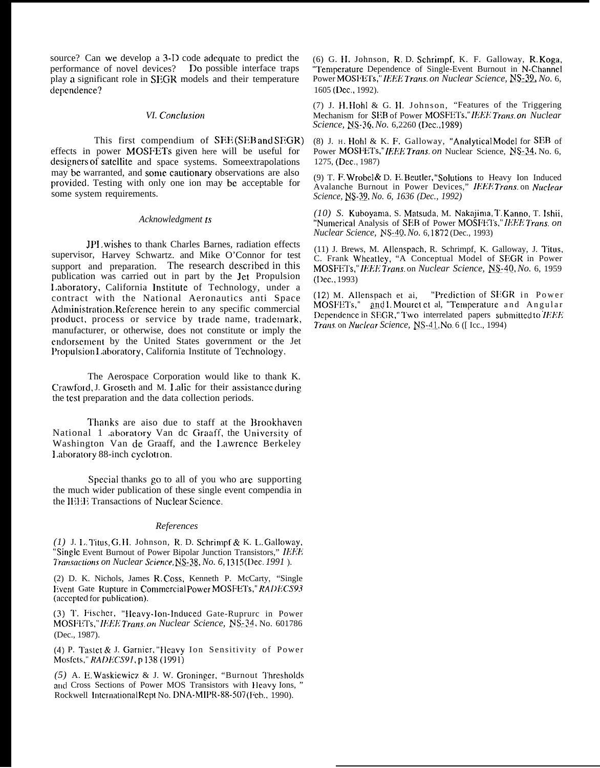source? Can we develop a 3-D code adequate to predict the performance of novel devices? Do possible interface traps play a significant role in SEGR models and their temperature dependence?

## VI. Conclusion

This first compendium of SEE (SEB and SEGR) effects in power MOSFETs given here will be useful for designers of satellite and space systems. Some extrapolations may be warranted, and some cautionary observations are also provided. Testing with only one ion may be acceptable for some system requirements.

## Acknowledgments

JPL wishes to thank Charles Barnes, radiation effects supervisor, Harvey Schwartz, and Mike O'Connor for test support and preparation. The research described in this publication was carried out in part by the Jet Propulsion Laboratory, California Institute of Technology, under a contract with the National Aeronautics and Space Administration. Reference herein to any specific commercial product, process or service by trade name, trademark, manufacturer, or otherwise, does not constitute or imply the endorsement by the United States government or the Jet Propulsion Laboratory, California Institute of Technology.

The Aerospace Corporation would like to thank K. Crawford, J. Groseth and M. Lalic for their assistance during the test preparation and the data collection periods.

Thanks are also due to staff at the Brookhaven National Laboratory Van de Graaff, the University of Washington Van de Graaff, and the Lawrence Berkeley Laboratory 88-inch cyclotron.

Special thanks go to all of you who are supporting the much wider publication of these single event compendia in the IEEE Transactions of Nuclear Science.

## References

(1) J. L. Titus, G. H. Johnson, R. D. Schrimpf & K. L. Galloway, "Single Event Burnout of Power Bipolar Junction Transistors," *IEEE Transactions on Nuclear Science*, NS-38, *No. 6*, 1315 (Dec. *1991*).

(2) D. K. Nichols, James R. Coss, Kenneth P. McCarty, "Single Event Gate Rupture in Commercial Power MOSFETs," *RADECS93* (accepted for publication).

(3) T. Fischer, "Heavy-Ion-Induced Gate-Rupture in Power MOSFETs," *IEEE Trans. on Nuclear Science*, NS-34, No. 601786 (Dec., 1987).

(4) P. Tastet & J. Garnier, "Heavy Ion Sensitivity of Power Mosfets," *RADECS91*, p 138 (1991)

(5) A. E. Waskiewicz & J. W. Groninger, "Burnout Thresholds and Cross Sections of Power MOS Transistors with Heavy Ions," Rockwell International Rept No. DNA-MIPR-88-507 (Feb., 1990).

(6) G. H. Johnson, R. D. Schrimpf, K. F. Galloway, R. Koga, "Temperature Dependence of Single-Event Burnout in N-Channel Power MOSFETs," *IEEE Trans. on Nuclear Science*, NS-39, *No.* 6, 1605 (Dec., 1992).

(7) J. H. Hohl & G. H. Johnson, "Features of the Triggering Mechanism for SEB of Power MOSFETs," *IEEE Trans. on Nuclear Science*, NS-36, *No.* 6, 2260 (Dec., 1989)

(8) J. H. Hohl & K. F. Galloway, "Analytical Model for SEB of Power MOSFETs," *IEEE Trans. on* Nuclear Science, NS-34, No. 6, 1275, (Dec., 1987)

(9) T. F. Wrobel & D. E. Beutler, "Solutions to Heavy Ion Induced Avalanche Burnout in Power Devices," *IEEE Trans.* on *Nuclear Science*, NS-39, *No. 6, 1636 (Dec., 1992)*

*(10)* S. Kuboyama, S. Matsuda, M. Nakajima, T. Kanno, T. Ishii, "Numerical Analysis of SEB of Power MOSFETs," *IEEE Trans. on Nuclear Science*, NS-40, *No.* 6, 1872 (Dec., 1993)

(11) J. Brews, M. Allenspach, R. Schrimpf, K. Galloway, J. Titus, C. Frank Wheatley, "A Conceptual Model of SEGR in Power MOSFETs," *IEEE Trans.* on *Nuclear Science*, NS-40, *No.* 6, 1959 (Dec., 1993)

(12) M. Allenspach et al, "Prediction of SEGR in Power MOSFETs," and I. Mouret et al, "Temperature and Angular Dependence in SEGR," Two interrelated papers submitted to *IEEE Trans.* on *Nuclear Science*, NS-41, No. 6 (Dec., 1994)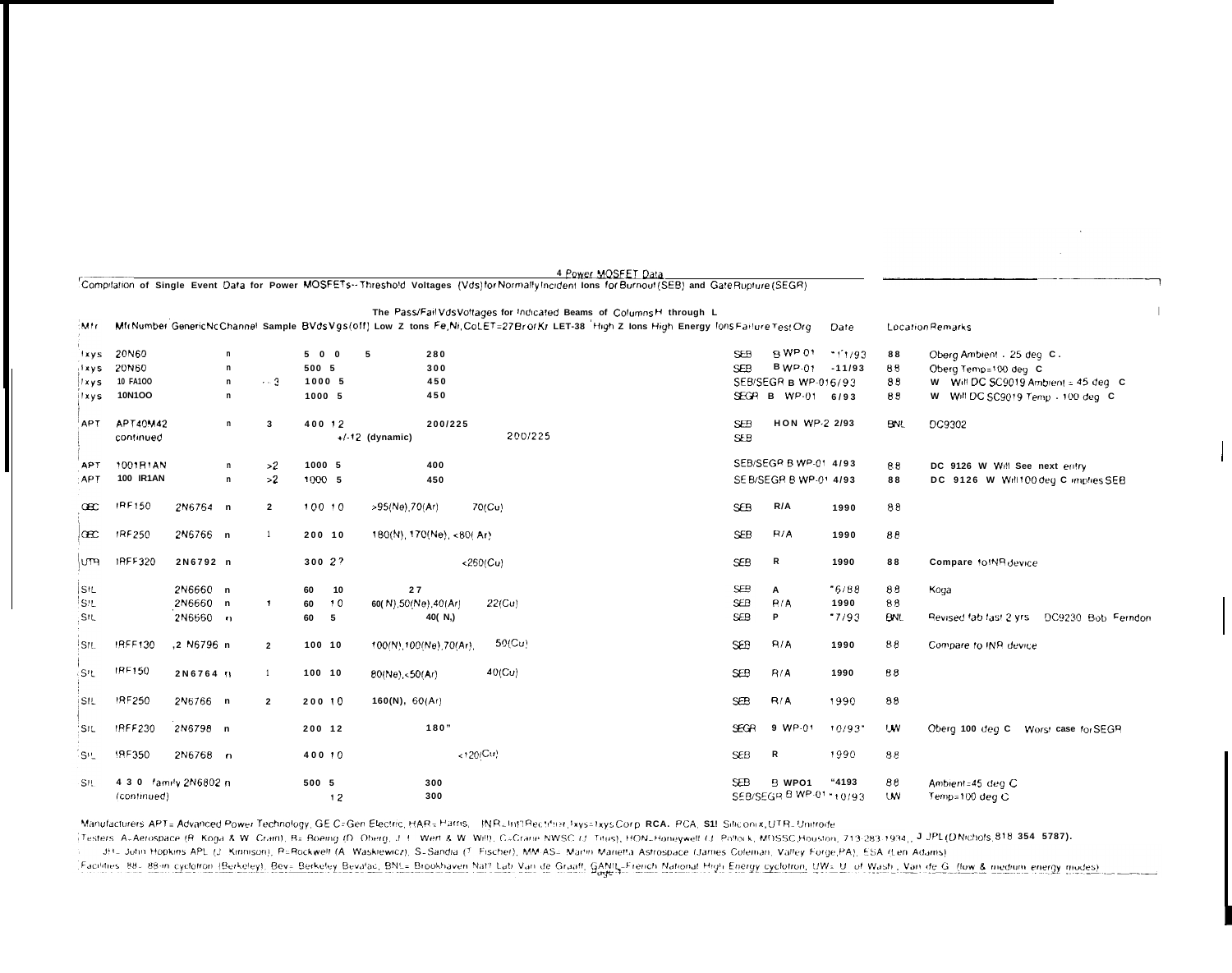## 4 Power MOSFET Data

Compilation of Single Event Data for Power MOSFETs-- Threshold Voltages (Vds) for Normally Incident Ions for Burnout (SEB) and Gate Rupture (SEGR)

The Pass/Fail Vds Voltages for Indicated Beams of Columns H through L

| Mfr | Mfr Number | Generic No | Channel | Sample | BVds | Vgs(off) | Low Z Ions | Fe,Ni,Co LET=27 | Br or Kr LET-38 | High Z Ions | High Energy Ions | Failure | Test Org | Date | Location | Remarks |
|---|---|---|---|---|---|---|---|---|---|---|---|---|---|---|---|---|
| Ixys | 20N60 | | n | | 500 | 5 | | 280 | | | | SEB | B WP-01 | 11/93 | 88 | Oberg Ambient - 25 deg C. |
| Ixys | 20N60 | | n | | 500 | 5 | | 300 | | | | SEB | B WP-01 | 11/93 | 88 | Oberg Temp=100 deg C |
| Ixys | 10 FA100 | | n | 3 | 1000 | 5 | | 450 | | | | SEB/SEGR | B WP-01 | 6/93 | 88 | W Will DC SC9019 Ambient = 45 deg C |
| Ixys | 10N100 | | n | | 1000 | 5 | | 450 | | | | SEGR | B WP-01 | 6/93 | 88 | W Will DC SC9019 Temp - 100 deg C |
| APT | APT40M42 | | n | 3 | 400 | 12 | | 200/225 | | | | SEB | HON WP-2 | 2/93 | BNL | DC9302 |
| | continued | | | | | +/-12 (dynamic) | | | 200/225 | | | SEB | | | | |
| APT | 1001R1AN | | n | >2 | 1000 | 5 | | 400 | | | | SEB/SEGR | B WP-01 | 4/93 | 88 | DC 9126 W Will See next entry |
| APT | 100 IR1AN | | n | >2 | 1000 | 5 | | 450 | | | | SEB/SEGR | B WP-01 | 4/93 | 88 | DC 9126 W Will 100 deg C implies SEB |
| GEC | IRF150 | 2N6764 | n | 2 | 100 | 10 | >95(Ne),70(Ar) | | 70(Cu) | | | SEB | R/A | 1990 | 88 | |
| GEC | IRF250 | 2N6766 | n | 1 | 200 | 10 | 180(N), 170(Ne), <80(Ar) | | | | | SEB | R/A | 1990 | 88 | |
| UTR | IRFF320 | 2N6792 | n | | 300 | 2? | | | <250(Cu) | | | SEB | R | 1990 | 88 | Compare to INR device |
| SIL | | 2N6660 | n | | 60 | 10 | | 27 | | | | SEB | A | 6/88 | 88 | Koga |
| SIL | | 2N6660 | n | 1 | 60 | 10 | 60(N),50(Ne),40(Ar) | | 22(Cu) | | | SEB | R/A | 1990 | 88 | |
| SIL | | 2N6660 | n | | 60 | 5 | | 40(N,) | | | | SEB | P | 7/93 | BNL | Revised fab last 2 yrs DC9230 Bob Ferndon |
| SIL | IRFF130 | 2N6796 | n | 2 | 100 | 10 | 100(N),100(Ne),70(Ar), | | 50(Cu) | | | SEB | R/A | 1990 | 88 | Compare to INR device |
| SIL | IRF150 | 2N6764 | n | 1 | 100 | 10 | 80(Ne),<50(Ar) | | 40(Cu) | | | SEB | R/A | 1990 | 88 | |
| SIL | IRF250 | 2N6766 | n | 2 | 200 | 10 | 160(N), 60(Ar) | | | | | SEB | R/A | 1990 | 88 | |
| SIL | IRFF230 | 2N6798 | n | | 200 | 12 | | 180" | | | | SEGR | B WP-01 | 10/93' | UW | Oberg 100 deg C Worst case for SEGR |
| SIL | IRF350 | 2N6768 | n | | 400 | 10 | | | <120(Cu) | | | SEB | R | 1990 | 88 | |
| SIL | 430 family | 2N6802 | n | | 500 | 5 | | 300 | | | | SEB | B WP01 | 4/93 | 88 | Ambient=45 deg C |
| | (continued) | | | | | 12 | | 300 | | | | SEB/SEGR | B WP-01 | 10/93 | UW | Temp=100 deg C |

Manufacturers: APT= Advanced Power Technology, GE C= Gen Electric, HAR= Harris, INR= Int'l Rectifier, Ixys= Ixys Corp, RCA= RCA, SIL= Siliconix, UTR= Unitrode

Testers: A=Aerospace (R. Koga & W. Crain), B= Boeing (D. Oberg, J. I. Wert & W. Will), C=Crane NWSC (J. Titus), HON=Honeywell (J. Pollock, MDSSC, Houston, 713-283-1934), J= JPL (D Nichols, 818 354 5787), JH= John Hopkins APL (J. Kinnison), R=Rockwell (A. Waskiewicz), S=Sandia (T. Fischer), MMAS= Martin Marietta Astrospace (James Coleman, Valley Forge, PA), ESA (Len Adams)

Facilities: 88= 88-in cyclotron (Berkeley), Bev= Berkeley Bevatac, BNL= Brookhaven Nat'l Lab Van de Graaff, GANIL=French National High Energy cyclotron, UW= U. of Wash., Van de G. (low & medium energy modes)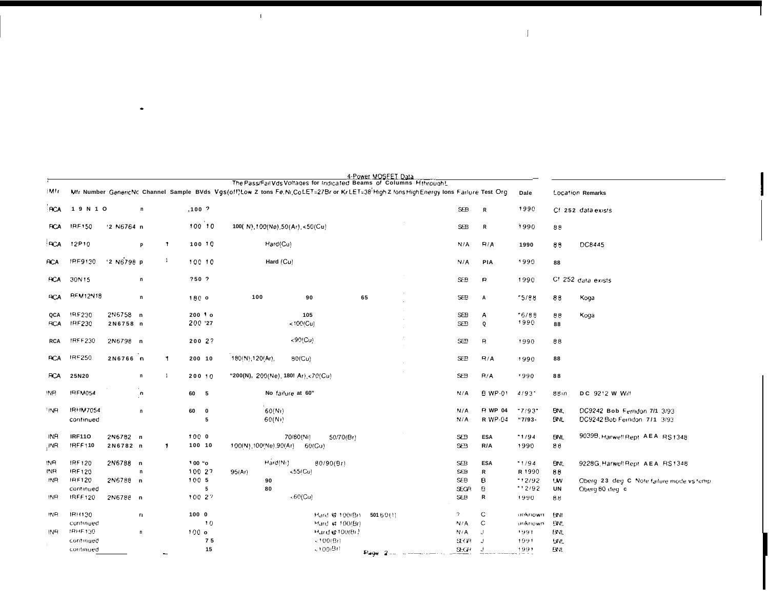## 4-Power MOSFET Data

The Pass/Fail Vds Voltages for Indicated Beams of Columns H through L

| Mfr | Mfr Number | GenericNo | Channel | Sample | BVds | Vgs(off) | Low Z Ions Fe,Ni,Co LET=27 | Br or Kr LET=38 | High Z Ions | High Energy Ions | Failure | Test Org | Date | Location | Remarks |
|---|---|---|---|---|---|---|---|---|---|---|---|---|---|---|---|
| RCA | 19N10 | | n | | 100 | ? | | | | | SEB | R | 1990 | Cf 252 data exists | |
| RCA | IRF150 | 2N6764 | n | | 100 | 10 | 100(N),100(Ne),50(Ar),<50(Cu) | | | | SEB | R | 1990 | 88 | |
| RCA | 12P10 | | p | 1 | 100 | 10 | | Hard(Cu) | | | N/A | R/A | 1990 | 88 | DC8445 |
| RCA | IRF9130 | 2N6798 | p | 1 | 100 | 10 | | Hard (Cu) | | | N/A | PIA | 1990 | 88 | |
| RCA | 30N15 | | n | | 250 | ? | | | | | SEB | R | 1990 | Cf 252 data exists | |
| RCA | RFM12N18 | | n | | 180 | 0 | 100 | 90 | 65 | | SEB | A | 5/88 | 88 | Koga |
| QCA | IRF230 | 2N6758 | n | | 200 | 10 | | 105 | | | SEB | A | 6/88 | 88 | Koga |
| RCA | IRF230 | 2N6758 | n | | 200 | 27 | | <100(Cu) | | | SEB | Q | 1990 | 88 | |
| RCA | IRFF230 | 2N6798 | n | | 200 | 2? | | <90(Cu) | | | SEB | R | 1990 | 88 | |
| RCA | IRF250 | 2N6766 | n | 1 | 200 | 10 | 180(N),120(Ar), | 80(Cu) | | | SEB | R/A | 1990 | 88 | |
| RCA | 25N20 | | n | 1 | 200 | 10 | "200(N), 200(Ne), 180(Ar),<70(Cu) | | | | SEB | R/A | 1990 | 88 | |
| INR | IRFM054 | | n | | 60 | 5 | | No failure at 60" | | | N/A | B WP-01 | 4/93 | 88m | DC 9212 W Will |
| INR | IRHM7054 | | n | | 60 | 0 | | 60(Ni) | | | N/A | R WP 04 | 7/93 | BNL | DC9242 Bob Ferndon 7/1 3/93 |
| | continued | | | | | 5 | | 60(Ni) | | | N/A | R WP-04 | 7/93- | BNL | DC9242 Bob Ferndon 7/1 3/93 |
| INR | IRF110 | 2N6782 | n | | 100 | 0 | | 70/80(Ni) | 50/70(Br) | | SEB | ESA | 1/94 | BNL | 9039B, Harwell Rept AEA RS1348 |
| INR | IRFF110 | 2N6782 | n | 1 | 100 | 10 | 100(N),100(Ne),90(Ar) | 60(Cu) | | | SEB | R/A | 1990 | 88 | |
| INR | IRF120 | 2N6788 | n | | 100 | 0 | | Hard(Ni) | 80/90(Br) | | SEB | ESA | 1/94 | BNL | 9228G, Harwell Rept AEA RS1348 |
| INR | IRF120 | | n | | 100 | 27 | 95(Ar) | <55(Cu) | | | SEB | R | R 1990 | 88 | |
| INR | IRF120 | 2N6788 | n | | 100 | 5 | | 90 | | | SEB | B | 12/92 | UW | Oberg 23 deg C Note failure mode vs temp |
| | continued | | | | | 5 | | 80 | | | SEGR | B | 12/92 | UN | Oberg 80 deg c |
| INR | IRFF120 | 2N6788 | n | | 100 | 2? | | <60(Cu) | | | SEB | R | 1990 | 88 | |
| INR | IRH130 | | n | | 100 | 0 | | | Hard @ 100(Br) | 50160(I) | ? | C | unknown | BNL | |
| | continued | | | | | 10 | | | Hard @ 100(Br) | | N/A | C | unknown | BNL | |
| INR | IRHF130 | | n | | 100 | 0 | | | Hard @ 100(Br) | | N/A | J | 1991 | BNL | |
| | continued | | | | | 7.5 | | | <100(Br) | | SEGR | J | 1991 | BNL | |
| | continued | | | | | 15 | | | <100(Br) | | SEGR | J | 1991 | BNL | |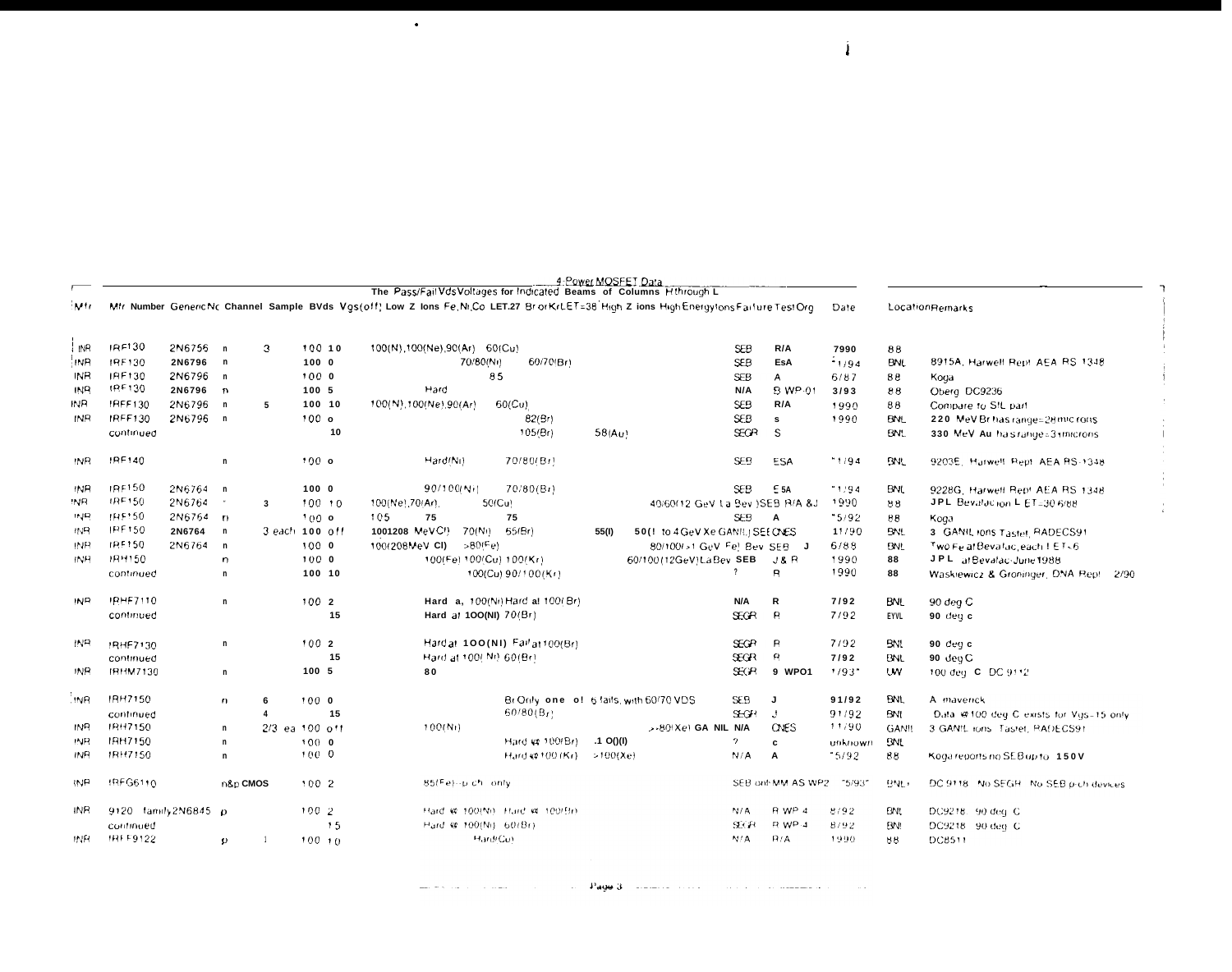## 4:Power MOSFET Data

The Pass/Fail Vds Voltages for Indicated Beams of Columns H through L

| Mfr | Mfr Number | Generic No | Channel | Sample | BVds | Vgs(off) | Low Z Ions Fe,Ni,Co | LET.27 Br or Kr LET=38 | High Z ions | High Energy Ions | Failure | Test Org | Date | Location | Remarks |
|---|---|---|---|---|---|---|---|---|---|---|---|---|---|---|---|
| INR | IRF130 | 2N6756 | n | 3 | 100 | 10 | 100(N),100(Ne),90(Ar) 60(Cu) | | | | SEB | R/A | 7990 | 88 | |
| INR | IRF130 | 2N6796 | n | | 100 | 0 | 70/80(Ni) | 60/70(Br) | | | SEB | EsA | 1/94 | BNL | 8915A, Harwell Rept AEA RS 1348 |
| INR | IRF130 | 2N6796 | n | | 100 | 0 | 85 | | | | SEB | A | 6/87 | 88 | Koga |
| INR | IRF130 | 2N6796 | n | | 100 | 5 | Hard | | | | N/A | B WP-01 | 3/93 | 88 | Oberg DC9236 |
| INR | IRFF130 | 2N6796 | n | 5 | 100 | 10 | 100(N),100(Ne),90(Ar) 60(Cu) | | | | SEB | R/A | 1990 | 88 | Compare to StL part |
| INR | IRFF130 | 2N6796 | n | | 100 | o | | 82(Br) | | | SEB | s | 1990 | BNL | 220 MeV Br has range=28microns |
| | continued | | | | | 10 | | 105(Br) | 58(Au) | | SEGR | S | | BNL | 330 MeV Au has range=31microns |
| INR | IRF140 | | n | | 100 | o | Hard(Ni) | 70/80(Br) | | | SEB | ESA | 1/94 | BNL | 9203E, Harwell Rept AEA RS 1348 |
| INR | IRF150 | 2N6764 | n | | 100 | 0 | 90/100(Ni) | 70/80(Br) | | | SEB | E5A | 1/94 | BNL | 9228G, Harwell Rept AEA RS 1348 |
| INR | IRF150 | 2N6764 | | 3 | 100 | 10 | 100(Ne),70(Ar), 50(Cu) | | | 40/60(12 GeV La Bev) | SEB | R/A &J | 1990 | 88 | JPL Bevalacion LET=30 6/88 |
| INR | IRF150 | 2N6764 | n | | 100 | o | 105 75 | 75 | | | SEB | A | 5/92 | 88 | Koga |
| INR | IRF150 | 2N6764 | n | 3 each | 100 | off | 1001208 MeVCl) 70(Ni) | 65(Br) | 55(I) | 50(1 to 4 GeV Xe GANIL) | SEE | CNES | 11/90 | BNL | 3 GANIL ions Tastet, RADECS91 |
| INR | IRF150 | 2N6764 | n | | 100 | 0 | 100(208MeV Cl) >80(Fe) | | | 80/100(>1 GeV Fe) Bev | SEB | J | 6/88 | BNL | Two Fe at Bevalac, each LET<6 |
| INR | IRH150 | | n | | 100 | 0 | 100(Fe) 100(Cu) 100(Kr) | | | 60/100(12GeV) La Bev | SEB | J & R | 1990 | 88 | JPL at Bevalac June 1988 |
| | continued | | n | | 100 | 10 | 100(Cu) 90/100(Kr) | | | | ? | R | 1990 | 88 | Waskiewicz & Groninger, DNA Rept 2/90 |
| INR | IRHF7110 | | n | | 100 | 2 | Hard a, 100(Ni) | Hard at 100(Br) | | | N/A | R | 7/92 | BNL | 90 deg C |
| | continued | | | | | 15 | Hard at 100(NI) | 70(Br) | | | SEGR | R | 7/92 | BNL | 90 deg c |
| INR | IRHF7130 | | n | | 100 | 2 | Hard at 100(NI) | Fail at 100(Br) | | | SEGR | R | 7/92 | BNL | 90 deg c |
| | continued | | | | | 15 | Hard at 100(Ni) | 60(Br) | | | SEGR | R | 7/92 | BNL | 90 deg C |
| INR | IRHM7130 | | n | | 100 | 5 | 80 | | | | SEGR | 9 WPO1 | 1/93 | UW | 100 deg C DC 9112 |
| INR | IRH7150 | | n | 6 | 100 | 0 | | Br Only one of 6 fails, with 60/70 VDS | | | SEB | J | 91/92 | BNL | A maverick |
| | continued | | | 4 | | 15 | | 60/80(Br) | | | SEGR | J | 91/92 | BNL | Data @100 deg C exists for Vgs=15 only |
| INR | IRH7150 | | n | 2/3 ea | 100 | off | 100(Ni) | | | >80(Xe) GANIL | N/A | CNES | 11/90 | GANIL | 3 GANIL ions Tastet, RADECS91 |
| INR | IRH7150 | | n | | 100 | 0 | | Hard @ 100(Br) | .1 O()(I) | | ? | c | unknown | BNL | |
| INR | IRH7150 | | n | | 100 | 0 | | Hard @100(Kr) | >100(Xe) | | N/A | A | 5/92 | 88 | Koga reports no SEB up to 150V |
| INR | IRFG6110 | | n&p CMOS | | 100 | 2 | 85(Fe)--p ch only | | | | SEB only | MM AS WP2 | 5/93 | BNL | DC 9118 No SEGR No SEB p-ch devices |
| INR | 9120 family | 2N6845 | p | | 100 | 2 | Hard @ 100(Ni) | Hard @ 100(Br) | | | N/A | R WP 4 | 8/92 | BNL | DC9218 90 deg C |
| | continued | | | | | 15 | Hard @ 100(Ni) | 60(Br) | | | SEGR | R WP 4 | 8/92 | BNL | DC9218 90 deg C |
| INR | IRFF9122 | | p | 1 | 100 | 10 | Hard(Cu) | | | | N/A | R/A | 1990 | 88 | DC8511 |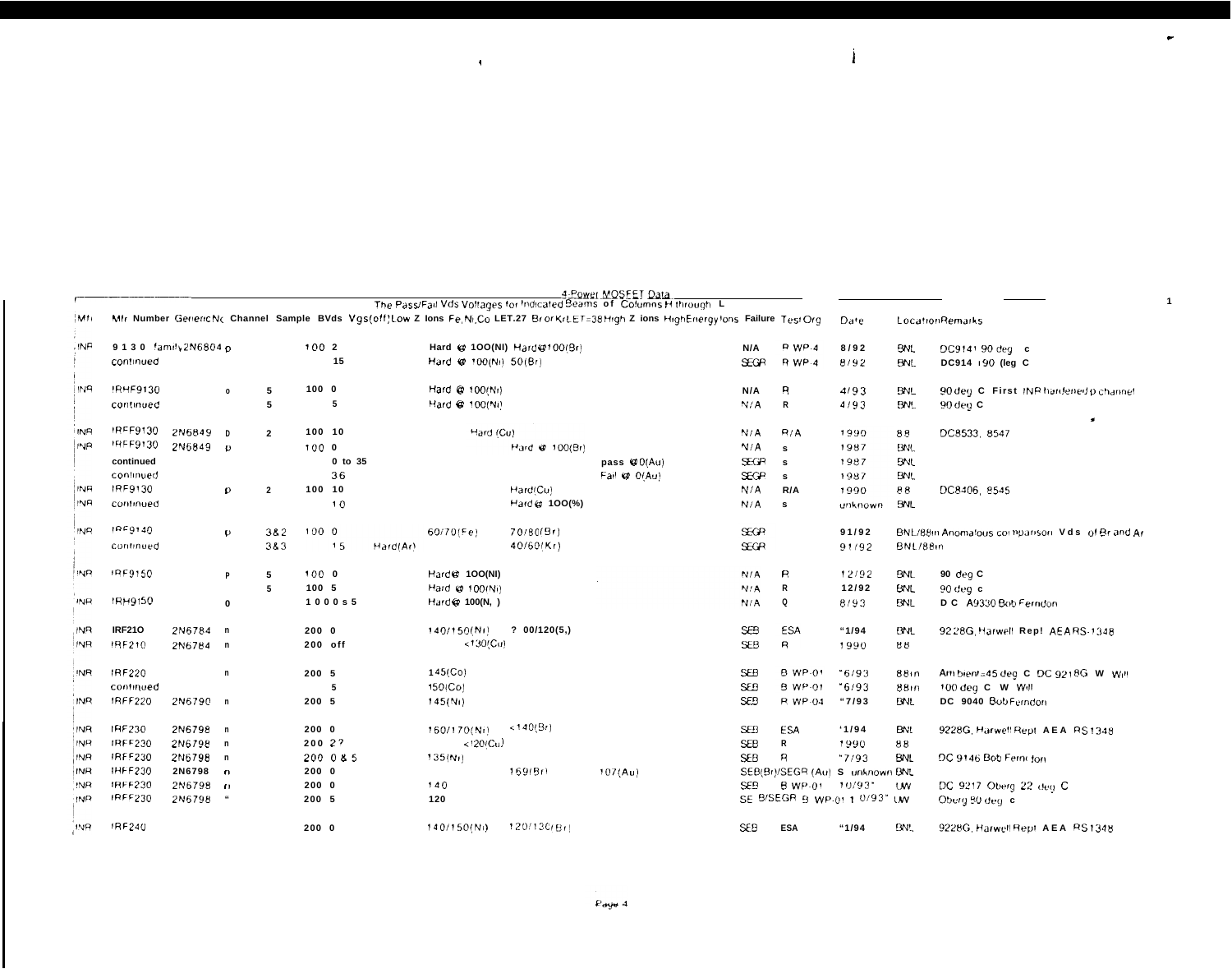## 4-Power MOSFET Data

The Pass/Fail Vds Voltages for Indicated Beams of Columns H through L

| Mfr | Mfr Number | Generic No | Channel | Sample | BVds | Vgs(off) | Low Z Ions Fe,Ni,Co | LET.27 Br or Kr LET=38 | High Z ions | High Energy Ions | Failure | Test Org | Date | Location | Remarks |
|---|---|---|---|---|---|---|---|---|---|---|---|---|---|---|---|
| INR | 9130 family | 2N6804 | p | | 100 | 2 | | Hard @ 100(NI) | Hard@100(Br) | | N/A | R WP-4 | 8/92 | BNL | DC9141 90 deg C |
| | continued | | | | | 15 | | Hard @ 100(Ni) | 50(Br) | | SEGR | R WP-4 | 8/92 | BNL | DC914 190 (leg C |
| INR | IRHF9130 | | o | 5 | 100 | 0 | | Hard @ 100(Ni) | | | N/A | R | 4/93 | BNL | 90 deg C First INR hardened p channel |
| | continued | | | 5 | | 5 | | Hard @ 100(Ni) | | | N/A | R | 4/93 | BNL | 90 deg C |
| INR | IRFF9130 | 2N6849 | p | 2 | 100 | 10 | | Hard (Cu) | | | N/A | R/A | 1990 | 88 | DC8533, 8547 |
| INR | IRFF9130 | 2N6849 | p | | 100 | 0 | | | Hard @ 100(Br) | | N/A | s | 1987 | BNL | |
| | continued | | | | | 0 to 35 | | | | pass @0(Au) | SEGR | s | 1987 | BNL | |
| | continued | | | | | 36 | | | | Fail @ 0(Au) | SEGR | s | 1987 | BNL | |
| INR | IRF9130 | | p | 2 | 100 | 10 | | | Hard(Cu) | | N/A | R/A | 1990 | 88 | DC8406, 8545 |
| INR | continued | | | | | 10 | | | Hard@ 100(%) | | N/A | s | unknown | BNL | |
| INR | IRF9140 | | p | 3&2 | 100 | 0 | | 60/70(Fe) | 70/80(Br) | | SEGR | | 91/92 | BNL/88in | Anomalous comparison Vds of Br and Ar |
| | continued | | | 3&3 | | 15 | Hard(Ar) | | 40/60(Kr) | | SEGR | | 91/92 | BNL/88in | |
| INR | IRF9150 | | P | 5 | 100 | 0 | | Hard@ 100(NI) | | | N/A | R | 12/92 | BNL | 90 deg C |
| | | | | 5 | 100 | 5 | | Hard @ 100(Ni) | | | N/A | R | 12/92 | BNL | 90 deg C |
| INR | IRH9150 | | o | | 100 | 0 s 5 | | Hard@ 100(N,) | | | N/A | Q | 8/93 | BNL | D C A9330 Bob Ferndon |
| INR | IRF210 | 2N6784 | n | | 200 | 0 | | 140/150(Ni) | ? 00/120(5,) | | SEB | ESA | "1/94 | BNL | 9228G, Harwell Rep! AEARS-1348 |
| INR | IRF210 | 2N6784 | n | | 200 | off | | <130(Cu) | | | SEB | R | 1990 | 88 | |
| INR | IRF220 | | n | | 200 | 5 | | 145(Co) | | | SEB | B WP-01 | "6/93 | 88in | Ambient=45 deg C DC 9218G W Will |
| | continued | | | | | 5 | | 150(Co) | | | SEB | B WP-01 | "6/93 | 88in | 100 deg C W Will |
| INR | IRFF220 | 2N6790 | n | | 200 | 5 | | 145(Ni) | | | SEB | R WP-04 | "7/93 | BNL | DC 9040 Bob Ferndon |
| INR | IRF230 | 2N6798 | n | | 200 | 0 | | 160/170(Ni) | <140(Br) | | SEB | ESA | '1/94 | BNL | 9228G, Harwell Rept AEA RS1348 |
| INR | IRFF230 | 2N6798 | n | | 200 | 2? | | <120(Cu) | | | SEB | R | 1990 | 88 | |
| INR | IRFF230 | 2N6798 | n | | 200 | 0 & 5 | | 135(Ni) | | | SEB | R | "7/93 | BNL | DC 9146 Bob Ferndon |
| INR | IHFF230 | 2N6798 | n | | 200 | 0 | | | 169(Br) | 107(Au) | SEB(Br)/SEGR (Au) | S | unknown | BNL | |
| INR | IRFF230 | 2N6798 | n | | 200 | 0 | | 140 | | | SEB | B WP-01 | 10/93" | UW | DC 9217 Oberg 22 deg C |
| INR | IRFF230 | 2N6798 | " | | 200 | 5 | | 120 | | | SEB/SEGR | B WP-01 | 10/93" | UW | Oberg 80 deg C |
| INR | IRF240 | | | | 200 | 0 | | 140/150(Ni) | 120/130(Br) | | SEB | ESA | "1/94 | BNL | 9228G, Harwell Rept AEA RS1348 |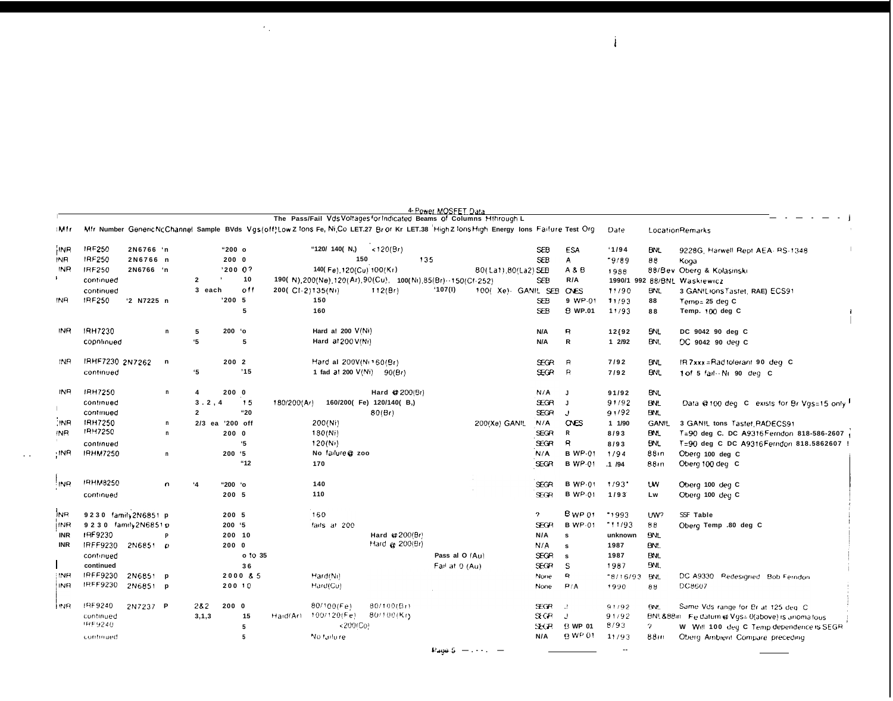# 4-Power MOSFET Data

The Pass/Fail Vds Voltages for Indicated Beams of Columns H through L

| Mfr | Mfr Number | Generic Nc | Channel | Sample | BVds | Vgs(off) | Low Z Ions Fe, Ni, Co LET.27 | Br or Kr LET.38 | High Z Ions | High Energy Ions | Failure | Test Org | Date | Location | Remarks |
|---|---|---|---|---|---|---|---|---|---|---|---|---|---|---|---|
| INR | IRF250 | 2N6766 | n | | 200 | 0 | 120/ 140( N,) | <120(Br) | | | SEB | ESA | 1/94 | BNL | 9228G, Harwell Rept AEA- RS-1348 |
| INR | IRF250 | 2N6766 | n | | 200 | 0 | 150 | 135 | | | SEB | A | 9/89 | 88 | Koga |
| INR | IRF250 | 2N6766 | n | | 200 | 0? | 140(Fe),120(Cu) 100(Kr) | | | 80(La1),80(La2) | SEB | A & B | 1988 | 88/Bev | Oberg & Kolasinski |
| | continued | | | 2 | | 10 | 190( N),200(Ne),120(Ar),90(Cu), 100(Ni),85(Br)--150(Cf-252) | | | | SEB | R/A | 1990/1 992 | 88/BNL | Waskiewicz |
| | continued | | | 3 each | | off | 200( Cf-2)135(Ni) | 112(Br) | 107(I) | 100( Xe)- GANIL | SEB | CNES | 11/90 | BNL | 3 GANIL ions Tastet, RAE) ECS91 |
| INR | IRF250 | 2 N7225 | n | | 200 | 5 | 150 | | | | SEB | 9 WP-01 | 11/93 | 88 | Temp= 25 deg C |
| | | | | | | 5 | 160 | | | | SEB | 8 WP.01 | 11/93 | 88 | Temp. 100 deg C |
| INR | IRH7230 | | n | 5 | 200 | 0 | Hard at 200 V(Ni) | | | | N/A | R | 12/92 | BNL | DC 9042 90 deg C |
| | continued | | | 5 | | 5 | Hard at 200 V(Ni) | | | | N/A | R | 1 2/92 | BNL | DC 9042 90 deg C |
| INR | IRHF7230 | 2N7262 | n | | 200 | 2 | Hard at 200V(Ni) 160(Br) | | | | SEGR | R | 7/92 | BNL | IR 7xxx = Rad tolerant 90 deg C |
| | continued | | | 5 | | 15 | 1 fail at 200 V(Ni) | 90(Br) | | | SEGR | R | 7/92 | BNL | 1 of 5 fail-- Ni 90 deg C |
| INR | IRH7250 | | n | 4 | 200 | 0 | | Hard @ 200(Br) | | | N/A | J | 91/92 | BNL | |
| | continued | | | 3 , 2 , 4 | | 15 | 180/200(Ar) 160/200( Fe) 120/140( B,) | | | | SEGR | J | 91/92 | BNL | Data @ 100 deg C exists for Br Vgs=15 only |
| | continued | | | 2 | | 20 | | 80(Br) | | | SEGR | J | 91/92 | BNL | |
| INR | IRH7250 | | n | 2/3 ea | 200 | off | 200(Ni) | | | 200(Xe) GANIL | N/A | CNES | 1 1/90 | GANIL | 3 GANIL tons Tastet, RADECS91 |
| INR | IRH7250 | | n | | 200 | 0 | 180(Ni) | | | | SEGR | R | 8/93 | BNL | T=90 deg C. DC A9316 Ferndon 818-586-2607 |
| | continued | | | | | 5 | 120(Ni) | | | | SEGR | R | 8/93 | BNL | T=90 deg C DC A9316 Ferndon 818.5862607 |
| INR | IRHM7250 | | n | | 200 | 5 | No failure @ 200 | | | | N/A | B WP-01 | 1/94 | 88in | Oberg 100 deg C |
| | | | | | | 12 | 170 | | | | SEGR | B WP-01 | 1/94 | 88in | Oberg 100 deg C |
| INR | IRHM8250 | | n | 4 | 200 | 0 | 140 | | | | SEGR | B WP-01 | 1/93 | UW | Oberg 100 deg C |
| | continued | | | | 200 | 5 | 110 | | | | SEGR | B WP-01 | 1/93 | Lw | Oberg 100 deg C |
| INR | 9230 family | 2N6851 | p | | 200 | 5 | 160 | | | | ? | B WP 01 | 1993 | UW? | SSF Table |
| INR | 9230 family | 2N6851 | p | | 200 | 5 | fails at 200 | | | | SEGR | B WP-01 | 11/93 | 88 | Oberg Temp .80 deg C |
| INR | IRF9230 | | P | | 200 | 10 | | Hard @ 200(Br) | | | N/A | s | unknown | BNL | |
| INR | IRFF9230 | 2N6851 | p | | 200 | 0 | | Hard @ 200(Br) | | | N/A | s | 1987 | BNL | |
| | continued | | | | | 0 to 35 | | | Pass at 0 (Au) | | SEGR | s | 1987 | BNL | |
| | continued | | | | | 36 | | | Fail at 0 (Au) | | SEGR | S | 1987 | BNL | |
| INR | IRFF9230 | 2N6851 | p | | 200 | 0 & 5 | Hard(Ni) | | | | None | R | 8/16/93 | BNL | DC A9330 Redesigned Bob Ferndon |
| INR | IRFF9230 | 2N6851 | p | | 200 | 10 | Hard(Cu) | | | | None | R/A | 1990 | 88 | DC8607 |
| INR | IRF9240 | 2N7237 | P | 2&2 | 200 | 0 | 80/100(Fe) | 80/100(Br) | | | SEGR | J | 91/92 | BNL | Same Vds range for Br at 125 deg C |
| | continued | | | 3,1,3 | | 15 | Hard(Ar) 100/120(Fe) | 80/100(Kr) | | | SEGR | J | 91/92 | BNL&88in | Fe datum @ Vgs= 0(above) is anomalous |
| | IRF9240 | | | | | 5 | <200(Co) | | | | SEGR | B WP 01 | 8/93 | ? | W Will 100 deg C Temp dependence is SEGR |
| | continued | | | | | 5 | No failure | | | | N/A | B WP 01 | 11/93 | 88in | Oberg Ambient Compare preceding |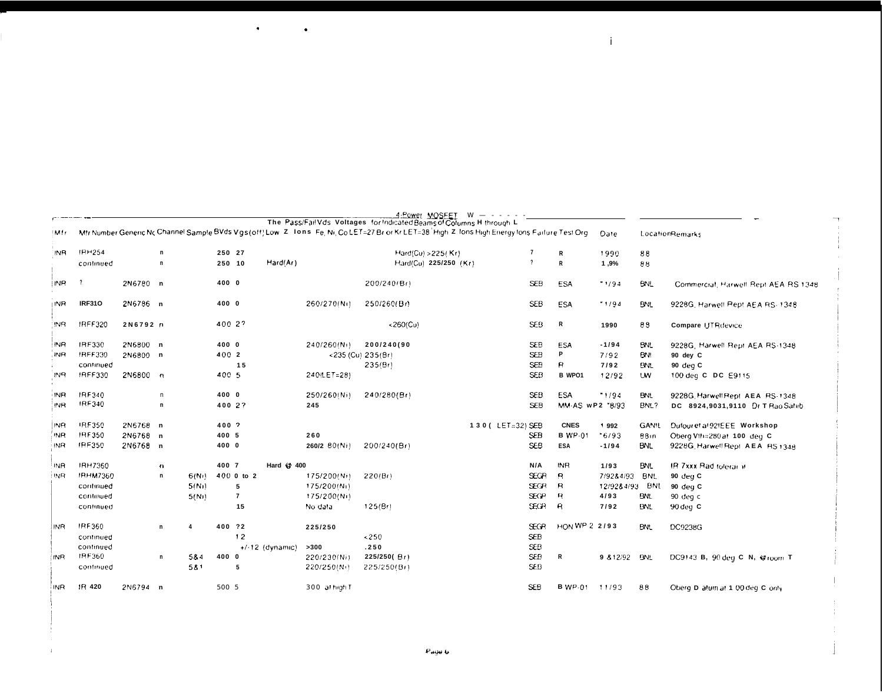## 4-Power MOSFET

The Pass/Fail Vds Voltages for Indicated Beams of Columns H through L

| Mfr | Mfr Number | Generic No | Channel | Sample | BVds | Vgs(off) | Low Z Ions | Fe, Ni, Co LET=27 | Br or Kr LET=38 | High Z Ions | High Energy Ions | Failure | Test Org | Date | Location | Remarks |
|---|---|---|---|---|---|---|---|---|---|---|---|---|---|---|---|---|
| INR | IRH254 | | n | | 250 | 27 | | | Hard(Cu) >225(Kr) | | | ? | R | 1990 | 88 | |
| | continued | | n | | 250 | 10 | Hard(Ar) | | Hard(Cu) 225/250 (Kr) | | | ? | R | 1,9% | 88 | |
| INR | ? | 2N6780 | n | | 400 | 0 | | | 200/240(Br) | | | SEB | ESA | "1/94 | BNL | Commercial, Harwell Rept AEA RS 1348 |
| INR | IRF31O | 2N6786 | n | | 400 | 0 | | 260/270(Ni) | 250/260(Br) | | | SEB | ESA | "1/94 | BNL | 9228G, Harwell Rept AEA RS-1348 |
| INR | IRFF320 | 2N6792 | n | | 400 | 2? | | | <260(Cu) | | | SEB | R | 1990 | 89 | Compare UTR(device |
| INR | IRF330 | 2N6800 | n | | 400 | 0 | | 240/260(Ni) | 200/240(90 | | | SEB | ESA | -1/94 | BNL | 9228G, Harwell Rept AEA RS-1348 |
| INR | IRFF330 | 2N6800 | n | | 400 | 2 | | <235 (Cu) | 235(Br) | | | SEB | P | 7/92 | BNl | 90 dey C |
| | continued | | | | | 15 | | | 235(Br) | | | SEB | R | 7/92 | BNL | 90 deg C |
| INR | IRFF330 | 2N6800 | n | | 400 | 5 | | 240(LET=28) | | | | SEB | B WPO1 | 12/92 | UW | 100 deg C DC E9115 |
| INR | IRF340 | | n | | 400 | 0 | | 250/260(Ni) | 240/280(Br) | | | SEB | ESA | "1/94 | BNL | 9228G, Harwell Rept AEA RS-1348 |
| INR | IRF340 | | n | | 400 | 2? | | 245 | | | | SEB | MM-AS wP2 | "8/93 | BNL? | DC 8924,9031,9110 Dr T Rao Sahib |
| INR | IRF350 | 2N6768 | n | | 400 | ? | | | | | 130 ( LET=32) | SEB | CNES | 1992 | GANIL | Dufour et al 92IEEE Workshop |
| INR | IRF350 | 2N6768 | n | | 400 | 5 | | 260 | | | | SEB | B WP-01 | "6/93 | 88in | Oberg Vth=280 at 100 deg C |
| INR | IRF350 | 2N6768 | n | | 400 | 0 | | 260/2 80(Ni) | 200/240(Br) | | | SEB | ESA | -1/94 | BNL | 9228G, Harwell Rept AEA RS 1348 |
| INR | IRH7360 | | n | | 400 | 7 | Hard @ 400 | | | | | N/A | INR | 1/93 | BNL | IR 7xxx Rad toleral it |
| INR | IRHM7360 | | n | 6(Ni) | 400 | 0 to 2 | | 175/200(Ni) | 220(Br) | | | SEGR | R | 7/92&4/93 | BNL | 90 deg C |
| | continued | | | 5(Ni) | | 5 | | 175/200(Ni) | | | | SEGR | R | 12/92&4/93 | BNL | 90 deg C |
| | continued | | | 5(Ni) | | 7 | | 175/200(Ni) | | | | SEGR | R | 4/93 | BNL | 90 deg c |
| | continued | | | | | 15 | | No data | 125(Br) | | | SEGR | R | 7/92 | BNL | 90 deg C |
| INR | IRF360 | | n | 4 | 400 | ?2 | | 225/250 | | | | SEGR | HON WP 2 | 2/93 | BNL | DC9238G |
| | continued | | | | | 12 | | | <250 | | | SEB | | | | |
| | continued | | | | | +/-12 (dynamic) | | >300 | .250 | | | SEB | | | | |
| INR | IRF360 | | n | 5&4 | 400 | 0 | | 220/230(Ni) | 225/250( Br) | | | SEB | R | 9 &12/92 | BNL | DC9143 B, 90 deg C N, @room T |
| | continued | | | 5&1 | | 5 | | 220/250(Ni) | 225/250(Br) | | | SEB | | | | |
| INR | IR 420 | 2N6794 | n | | 500 | 5 | | 300 at high T | | | | SEB | B WP-01 | 11/93 | 88 | Oberg D atum at 1 00 deg C only |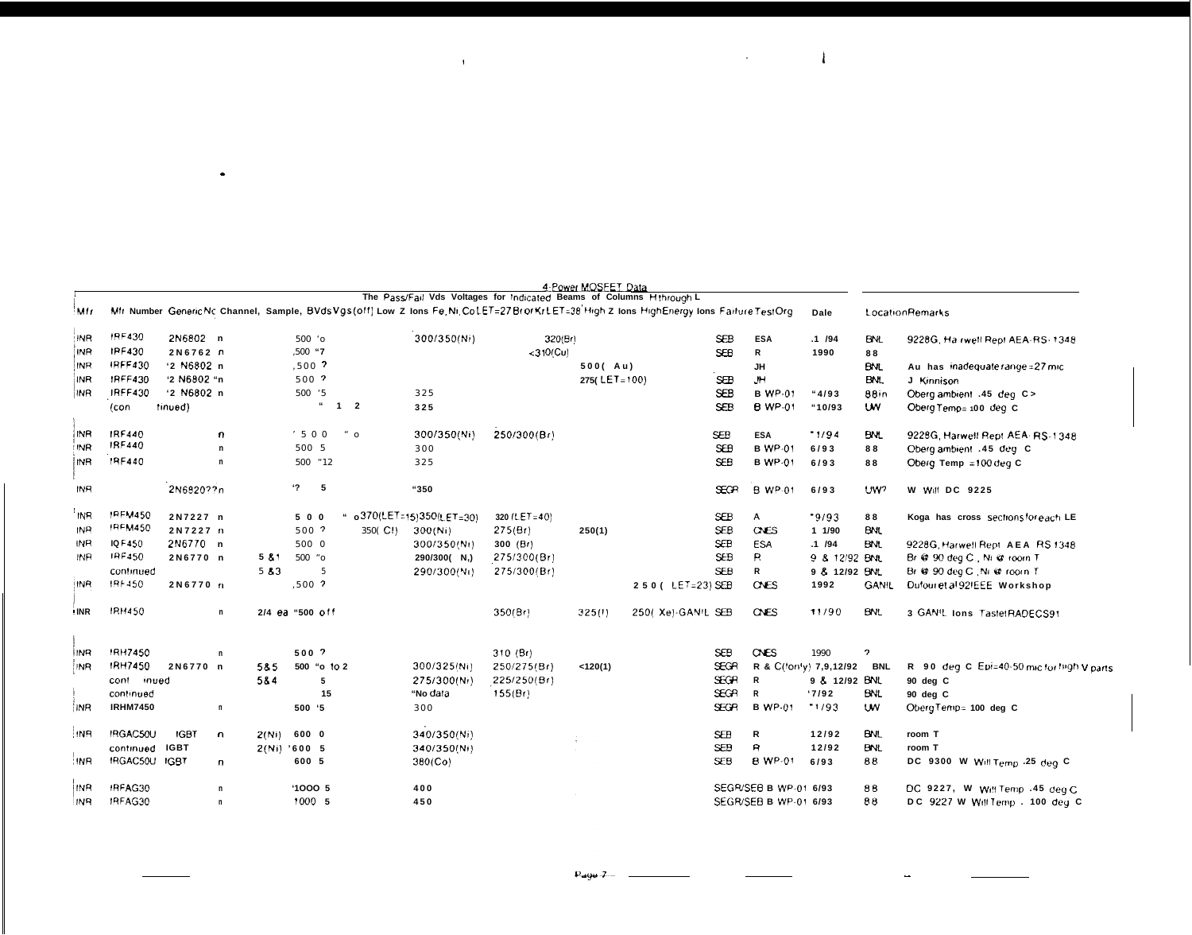## 4-Power MOSFET Data

The Pass/Fail Vds Voltages for Indicated Beams of Columns H through L

| Mfr | Mfr Number | Generic No | Channel, | Sample, | BVds Vgs(off) | Low Z Ions Fe,Ni,Co LET=27 | Br or Kr LET=38 | High Z Ions | High Energy Ions | Failure | Test Org | Date | Location | Remarks |
|---|---|---|---|---|---|---|---|---|---|---|---|---|---|---|
| INR | IRF430 | 2N6802 | n | | 500 'o | 300/350(Ni) | 320(Br) | | | SEB | ESA | .1 /94 | BNL | 9228G, Harwell Rept AEA-RS-1348 |
| INR | IRF430 | 2N6762 | n | | ,500 "7 | | <310(Cu) | | | SEB | R | 1990 | 88 | |
| INR | IRFF430 | '2 N6802 | n | | ,500 ? | | | 500( Au) | | | JH | | BNL | Au has inadequate range =27 mic |
| INR | IRFF430 | '2 N6802 | "n | | 500 ? | | | 275( LET=100) | | SEB | JH | | BNL | J Kinnison |
| INR | IRFF430 | '2 N6802 | n | | 500 '5 | 325 | | | | SEB | B WP-01 | "4/93 | 88in | Oberg ambient .45 deg C> |
| | (continued) | | | | " 1 2 | 325 | | | | SEB | B WP-01 | "10/93 | UW | Oberg Temp= 100 deg C |
| INR | IRF440 | | n | | '5 0 0 " o | 300/350(Ni) | 250/300(Br) | | | SEB | ESA | "1/94 | BNL | 9228G, Harwell Rept AEA-RS-1348 |
| INR | IRF440 | | n | | 500 5 | 300 | | | | SEB | B WP-01 | 6/93 | 88 | Oberg ambient .45 deg C |
| INR | IRF440 | | n | | 500 "12 | 325 | | | | SEB | B WP-01 | 6/93 | 88 | Oberg Temp =100 deg C |
| INR | | 2N6820?? | n | | '? 5 | "350 | | | | SEGR | B WP-01 | 6/93 | UW? | W Will DC 9225 |
| INR | IRFM450 | 2N7227 | n | | 5 0 0 " | o370(LET=15)350(LET=30) | 320 (LET=40) | | | SEB | A | "9/93 | 88 | Koga has cross sections for each LE |
| INR | IRFM450 | 2N7227 | n | | 500 ? 350( Cl) | 300(Ni) | 275(Br) | 250(I) | | SEB | CNES | 1 1/90 | BNL | |
| INR | IQF450 | 2N6770 | n | | 500 0 | 300/350(Ni) | 300 (Br) | | | SEB | ESA | .1 /94 | BNL | 9228G, Harwell Rept AEA RS 1348 |
| INR | IRF450 | 2N6770 | n | 5 & 1 | 500 "o | 290/300( N,) | 275/300(Br) | | | SEB | R | 9 & 12/92 | BNL | Br @ 90 deg C , Ni @ room T |
| | continued | | | 5 & 3 | 5 | 290/300(Ni) | 275/300(Br) | | | SEB | R | 9 & 12/92 | BNL | Br @ 90 deg C ,Ni @ room T |
| INR | IRF450 | 2N6770 | n | | ,500 ? | | | | 2 5 0 ( LET=23) | SEB | CNES | 1992 | GANIL | Dufour et al 92IEEE Workshop |
| INR | IRH450 | | n | 2/4 ea | "500 off | | 350(Br) | 325(I) | 250( Xe)-GANIL | SEB | CNES | 11/90 | BNL | 3 GANIL Ions Taste! RADECS91 |
| INR | IRH7450 | | n | | 500 ? | | 310 (Br) | | | SEB | CNES | 1990 | ? | |
| INR | IRH7450 | 2N6770 | n | 5 & 5 | 500 "o to 2 | 300/325(Ni) | 250/275(Br) | <120(I) | | SEGR | R & C(only) | 7,9,12/92 | BNL | R 90 deg C Epi=40-50 mic for high V parts |
| | continued | | | 5 & 4 | 5 | 275/300(Ni) | 225/250(Br) | | | SEGR | R | 9 & 12/92 | BNL | 90 deg C |
| | continued | | | | 15 | "No data | 155(Br) | | | SEGR | R | '7/92 | BNL | 90 deg C |
| INR | IRHM7450 | | n | | 500 '5 | 300 | | | | SEGR | B WP-01 | "1/93 | UW | Oberg Temp= 100 deg C |
| INR | IRGAC50U | IGBT | n | 2(Ni) | 600 0 | 340/350(Ni) | | | | SEB | R | 12/92 | BNL | room T |
| | continued | IGBT | | 2(Ni) | '600 5 | 340/350(Ni) | | | | SEB | R | 12/92 | BNL | room T |
| INR | IRGAC50U | IGBT | n | | 600 5 | 380(Co) | | | | SEB | B WP-01 | 6/93 | 88 | DC 9300 W Will Temp .25 deg C |
| INR | IRFAG30 | | n | | '1000 5 | 400 | | | | SEGR/SEB | B WP-01 | 6/93 | 88 | DC 9227, W Will Temp .45 deg C |
| INR | IRFAG30 | | n | | 1000 5 | 450 | | | | SEGR/SEB | B WP-01 | 6/93 | 88 | DC 9227 W Will Temp . 100 deg C |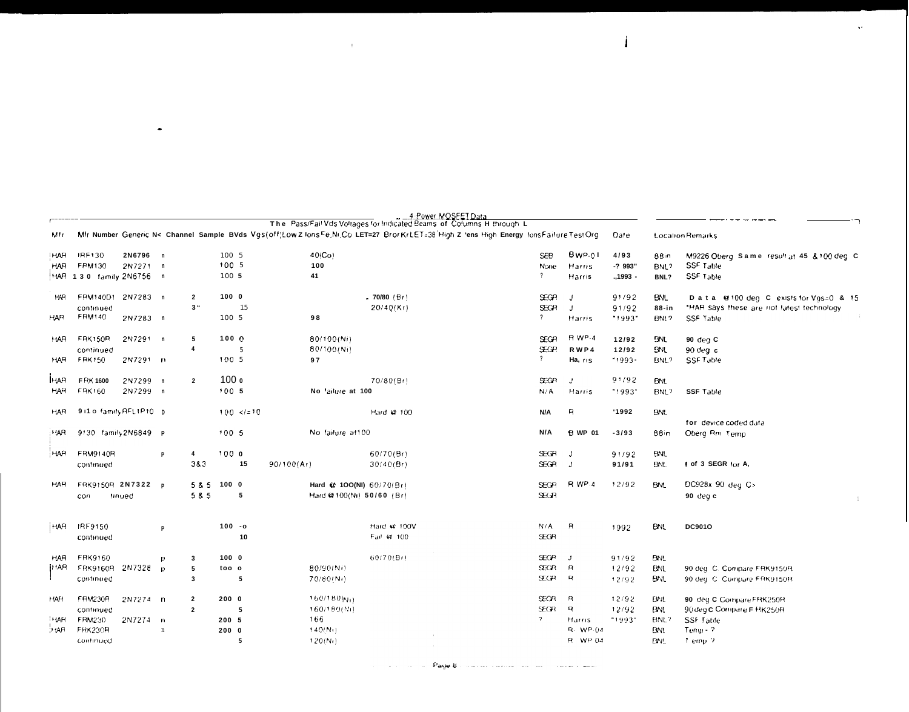# 4-Power MOSFET Data

The Pass/Fail Vds Voltages for Indicated Beams of Columns H through L

| Mfr | Mfr Number | Generic No | Channel | Sample | BVds | Vgs(off) | Low Z Ions Fe,Ni,Co | LET=27 Br or Kr | LET=38 High Z Ions | High Energy Ions | Failure | Test Org | Date | Location | Remarks |
|---|---|---|---|---|---|---|---|---|---|---|---|---|---|---|---|
| HAR | IRF130 | 2N6796 | n | | 100 | 5 | 40(Co) | | | | SEB | BWP-01 | 4/93 | 88in | M9226 Oberg Same result at 45 & 100 deg C |
| HAR | FRM130 | 2N7271 | n | | 100 | 5 | 100 | | | | None | Harris | -? 993" | BNL? | SSF Table |
| HAR | 130 family | 2N6756 | n | | 100 | 5 | 41 | | | | ? | Harris | ..1993 - | BNL? | SSF Table |
| HAR | FRM140D1 | 2N7283 | n | 2 | 100 | 0 | | 70/80 (Br) | | | SEGR | J | 91/92 | BNL | Data @100 deg C exists for Vgs=0 & 15 |
| | continued | | | 3" | | 15 | | 20/40(Kr) | | | SEGR | J | 91/92 | 88-in | "HAR says these are not latest technology |
| HAR | FRM140 | 2N7283 | n | | 100 | 5 | 98 | | | | ? | Harris | "1993" | BNL? | SSF Table |
| HAR | FRK150R | 2N7291 | n | 5 | 100 | 0 | 80/100(Ni) | | | | SEGR | R WP-4 | 12/92 | BNL | 90 deg C |
| | continued | | | 4 | | 5 | 80/100(Ni) | | | | SEGR | R WP4 | 12/92 | BNL | 90 deg c |
| HAR | FRK150 | 2N7291 | n | | 100 | 5 | 97 | | | | ? | Harris | "1993- | BNL? | SSF Table |
| HAR | FRK160O | 2N7299 | n | 2 | 100 | 0 | | 70/80(Br) | | | SEGR | J | 91/92 | BNL | |
| HAR | FRK160 | 2N7299 | n | | 100 | 5 | No failure at 100 | | | | N/A | Harris | "1993" | BNL? | SSF Table |
| HAR | 9110 family | RFL1P10 | p | | 100 | </=10 | | Hard @ 100 | | | N/A | R | '1992 | BNL | for device coded data |
| HAR | 9130 family | 2N6849 | p | | 100 | 5 | No failure at100 | | | | N/A | B WP 01 | -3/93 | 88in | Oberg Rm Temp |
| HAR | FRM9140R | | p | 4 | 100 | 0 | | 60/70(Br) | | | SEGR | J | 91/92 | BNL | |
| | continued | | | 3&3 | | 15 | 90/100(Ar) | 30/40(Br) | | | SEGR | J | 91/91 | BNL | f of 3 SEGR for A, |
| HAR | FRK9150R | 2N7322 | p | 5 & 5 | 100 | 0 | Hard @ 100(Ni) | 60/70(Br) | | | SEGR | R WP-4 | 12/92 | BNL | DC928x 90 deg C> |
| | continued | | | 5 & 5 | | 5 | Hard @100(Ni) | 50/60 (Br) | | | SEGR | | | | 90 deg c |
| HAR | IRF9150 | | p | | 100 | -0 | | Hard @ 100V | | | N/A | R | 1992 | BNL | DC901O |
| | continued | | | | | 10 | | Fail @ 100 | | | SEGR | | | | |
| HAR | FRK9160 | | p | 3 | 100 | 0 | | 60/70(Br) | | | SEGR | J | 91/92 | BNL | |
| HAR | FRK9160R | 2N7328 | p | 5 | 100 | 0 | 80/90(Ni) | | | | SEGR | R | 12/92 | BNL | 90 deg C Compare FRK9150R |
| | continued | | | 3 | | 5 | 70/80(Ni) | | | | SEGR | R | 12/92 | BNL | 90 deg C Compare FRK9150R |
| HAR | FRM230R | 2N7274 | n | 2 | 200 | 0 | 160/180(Ni) | | | | SEGR | R | 12/92 | BNL | 90 deg C Compare FRK250R |
| | continued | | | 2 | | 5 | 160/180(Ni) | | | | SEGR | R | 12/92 | BNL | 90 deg C Compare FRK250R |
| HAR | FRM230 | 2N7274 | n | | 200 | 5 | 166 | | | | ? | Harris | "1993" | BNL? | SSF Table |
| HAR | FRK230R | | n | | 200 | 0 | 140(Ni) | | | | | R WP 04 | | BNL | Temp - ? |
| | continued | | | | | 5 | 120(Ni) | | | | | R WP 04 | | BNL | Temp ? |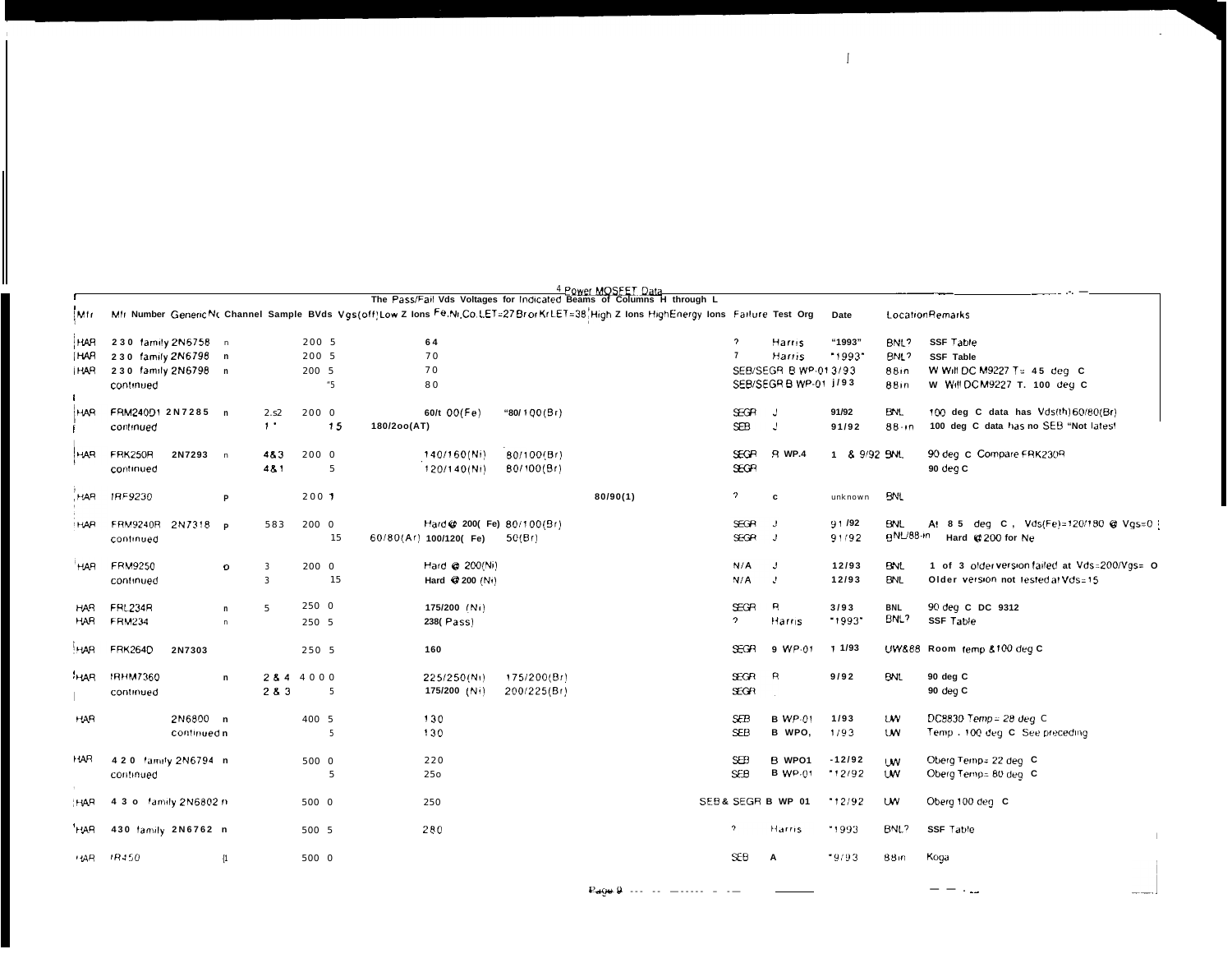# 4 Power MOSFET Data

The Pass/Fail Vds Voltages for Indicated Beams of Columns H through L

| Mfr | Mfr Number | Generic No | Channel | Sample | BVds | Vgs(off) | Low Z Ions | Fe,Ni,Co LET=27 | Br or Kr LET=38 | High Z Ions | High Energy Ions | Failure | Test Org | Date | Location | Remarks |
|---|---|---|---|---|---|---|---|---|---|---|---|---|---|---|---|---|
| HAR | 230 family | 2N6758 | n | | 200 | 5 | | 64 | | | | ? | Harris | "1993" | BNL? | SSF Table |
| HAR | 230 family | 2N6798 | n | | 200 | 5 | | 70 | | | | ? | Harris | "1993" | BNL? | SSF Table |
| HAR | 230 family | 2N6798 | n | | 200 | 5 | | 70 | | | | SEB/SEGR | B WP-01 | 3/93 | 88in | W Will DC M9227 T= 45 deg C |
| | continued | | | | | "5 | | 80 | | | | SEB/SEGR | B WP-01 | 3/93 | 88in | W Will DC M9227 T. 100 deg C |
| HAR | FRM240D1 | 2N7285 | n | 2.s2 | 200 | 0 | | 60/100(Fe) | "80/100(Br) | | | SEGR | J | 91/92 | BNL | 100 deg C data has Vds(th) 60/80(Br) |
| | continued | | | 1 " | | 15 | 180/200(AT) | | | | | SEB | J | 91/92 | 88-in | 100 deg C data has no SEB "Not latest |
| HAR | FRK250R | 2N7293 | n | 4&3 | 200 | 0 | | 140/160(Ni) | 80/100(Br) | | | SEGR | R WP.4 | 1 & 9/92 | BNL | 90 deg C Compare FRK230R |
| | continued | | | 4&1 | | 5 | | 120/140(Ni) | 80/100(Br) | | | SEGR | | | | 90 deg C |
| HAR | IRF9230 | | p | | 200 | 1 | | | | 80/90(1) | | ? | c | unknown | BNL | |
| HAR | FRM9240R | 2N7318 | p | 583 | 200 | 0 | | Hard @ 200( Fe) | 80/100(Br) | | | SEGR | J | 91/92 | BNL | At 85 deg C, Vds(Fe)=120/180 @ Vgs=0 |
| | continued | | | | | 15 | 60/80(Ar) | 100/120( Fe) | 50(Br) | | | SEGR | J | 91/92 | BNL/88-in | Hard @ 200 for Ne |
| HAR | FRM9250 | | p | 3 | 200 | 0 | | Hard @ 200(Ni) | | | | N/A | J | 12/93 | BNL | 1 of 3 older version failed at Vds=200/Vgs= 0 |
| | continued | | | 3 | | 15 | | Hard @ 200 (Ni) | | | | N/A | J | 12/93 | BNL | Older version not tested at Vds=15 |
| HAR | FRL234R | | n | 5 | 250 | 0 | | 175/200 (Ni) | | | | SEGR | R | 3/93 | BNL | 90 deg C DC 9312 |
| HAR | FRM234 | | n | | 250 | 5 | | 238( Pass) | | | | ? | Harris | "1993" | BNL? | SSF Table |
| HAR | FRK264D | 2N7303 | | | 250 | 5 | | 160 | | | | SEGR | 9 WP-01 | 11/93 | UW&88 | Room temp &100 deg C |
| HAR | IRHM7360 | | n | 2 & 4 | 400 | 0 | | 225/250(Ni) | 175/200(Br) | | | SEGR | R | 9/92 | BNL | 90 deg C |
| | continued | | | 2 & 3 | | 5 | | 175/200 (Ni) | 200/225(Br) | | | SEGR | | | | 90 deg C |
| HAR | | 2N6800 | n | | 400 | 5 | | 130 | | | | SEB | B WP-01 | 1/93 | UW | DC8830 Temp = 28 deg C |
| | | continued | n | | | 5 | | 130 | | | | SEB | B WPO, | 1/93 | UW | Temp . 100 deg C See preceding |
| HAR | 420 family | 2N6794 | n | | 500 | 0 | | 220 | | | | SEB | B WPO1 | -12/92 | UW | Oberg Temp= 22 deg C |
| | continued | | | | | 5 | | 250 | | | | SEB | B WP-01 | "12/92 | UW | Oberg Temp= 80 deg C |
| HAR | 430 family | 2N6802 | n | | 500 | 0 | | 250 | | | | SEB & SEGR | B WP 01 | "12/92 | UW | Oberg 100 deg C |
| HAR | 430 family | 2N6762 | n | | 500 | 5 | | 280 | | | | ? | Harris | "1993 | BNL? | SSF Table |
| HAR | IR450 | | n | | 500 | 0 | | | | | | SEB | A | "9/93 | 88in | Koga |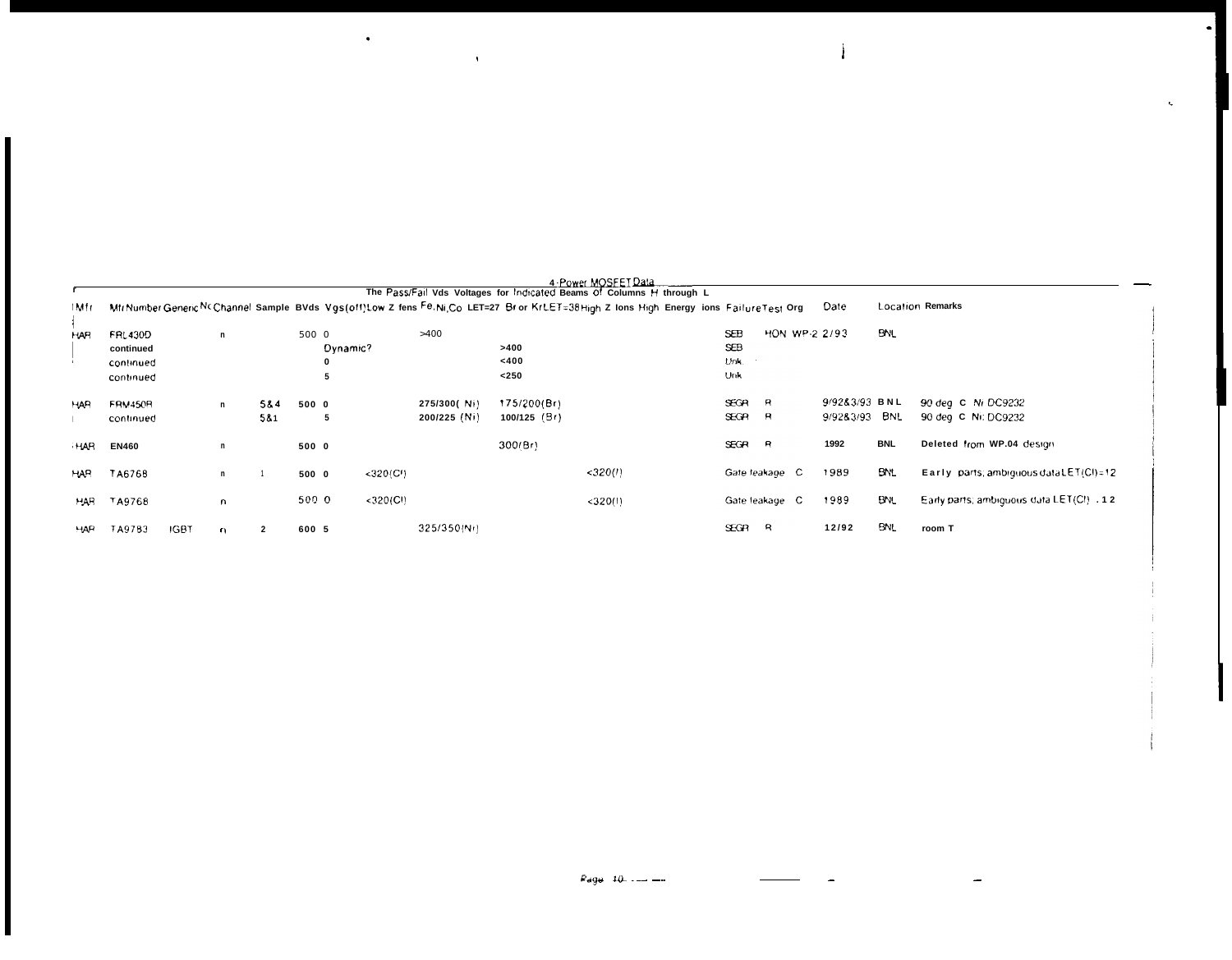4-Power MOSFET Data

The Pass/Fail Vds Voltages for Indicated Beams of Columns H through L

| Mfr | Mfr Number | Generic No | Channel | Sample | BVds | Vgs(off) | Low Z Ions | Fe,Ni,Co LET=27 | Br or Kr LET=38 | High Z Ions | High Energy ions | Failure | Test Org | Date | Location | Remarks |
|---|---|---|---|---|---|---|---|---|---|---|---|---|---|---|---|---|
| HAR | FRL430D | | n | | 500 | 0 | | >400 | | | | SEB | HON WP-2 | 2/93 | BNL | |
| | continued | | | | | Dynamic? | | | >400 | | | SEB | | | | |
| | continued | | | | | 0 | | | <400 | | | Unk | | | | |
| | continued | | | | | 5 | | | <250 | | | Unk | | | | |
| HAR | FRM450R | | n | 5&4 | 500 | 0 | | 275/300( Ni) | 175/200(Br) | | | SEGR | R | 9/92&3/93 | BNL | 90 deg C Ni DC9232 |
| | continued | | | 5&1 | | 5 | | 200/225 (Ni) | 100/125 (Br) | | | SEGR | R | 9/92&3/93 | BNL | 90 deg C Ni DC9232 |
| HAR | EN460 | | n | | 500 | 0 | | | 300(Br) | | | SEGR | R | 1992 | BNL | Deleted from WP.04 design |
| HAR | TA6768 | | n | 1 | 500 | 0 | <320(Cl) | | | <320(I) | | Gate leakage | C | 1989 | BNL | Early parts; ambiguous data LET(Cl)=12 |
| HAR | TA9768 | | n | | 500 | 0 | <320(Cl) | | | <320(I) | | Gate leakage | C | 1989 | BNL | Early parts; ambiguous data LET(Cl) . 12 |
| HAR | TA9783 | IGBT | n | 2 | 600 | 5 | | 325/350(Ni) | | | | SEGR | R | 12/92 | BNL | room T |